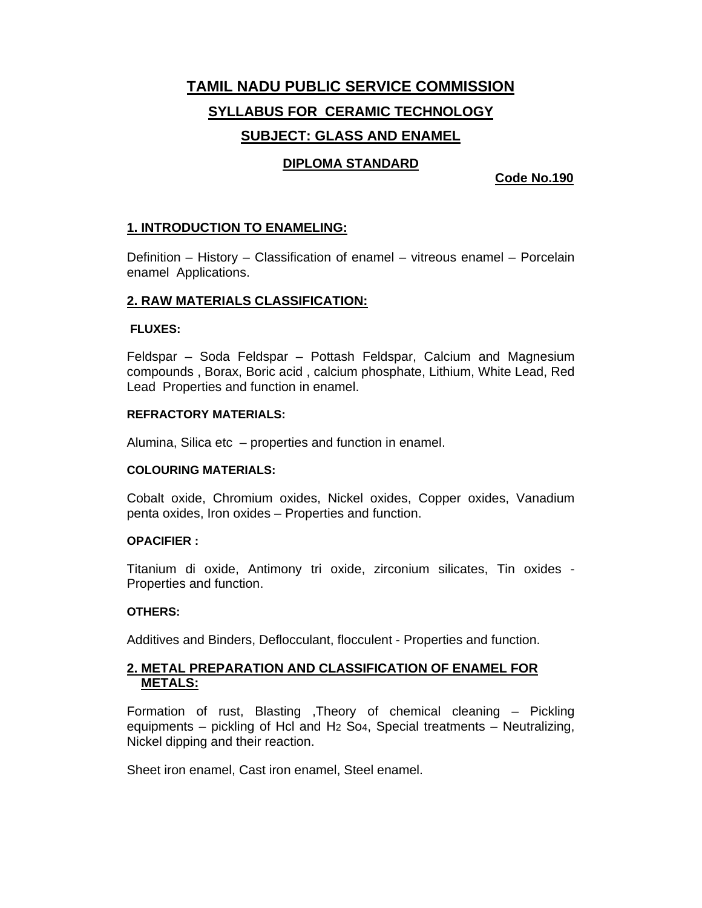# TAMIL NADU PUBLIC SERVICE COMMISSION

## SYLLABUS FOR CERAMIC TECHNOLOGY

## SUBJECT: GLASS AND ENAMEL

### DIPLOMA STANDARD

**Code No.190**

### 1. INTRODUCTION TO ENAMELING:

Definition – History – Classification of enamel – vitreous enamel – Porcelain enamel Applications.

### 2. RAW MATERIALS CLASSIFICATION:

**FLUXES:**

Feldspar – Soda Feldspar – Pottash Feldspar, Calcium and Magnesium compounds , Borax, Boric acid , calcium phosphate, Lithium, White Lead, Red Lead Properties and function in enamel.

**REFRACTORY MATERIALS:**

Alumina, Silica etc – properties and function in enamel.

**COLOURING MATERIALS:**

Cobalt oxide, Chromium oxides, Nickel oxides, Copper oxides, Vanadium penta oxides, Iron oxides – Properties and function.

**OPACIFIER :**

Titanium di oxide, Antimony tri oxide, zirconium silicates, Tin oxides - Properties and function.

**OTHERS:**

Additives and Binders, Deflocculant, flocculent - Properties and function.

### 2. METAL PREPARATION AND CLASSIFICATION OF ENAMEL FOR METALS:

Formation of rust, Blasting ,Theory of chemical cleaning – Pickling equipments – pickling of Hcl and $H_2$ $So_4$, Special treatments – Neutralizing, Nickel dipping and their reaction.

Sheet iron enamel, Cast iron enamel, Steel enamel.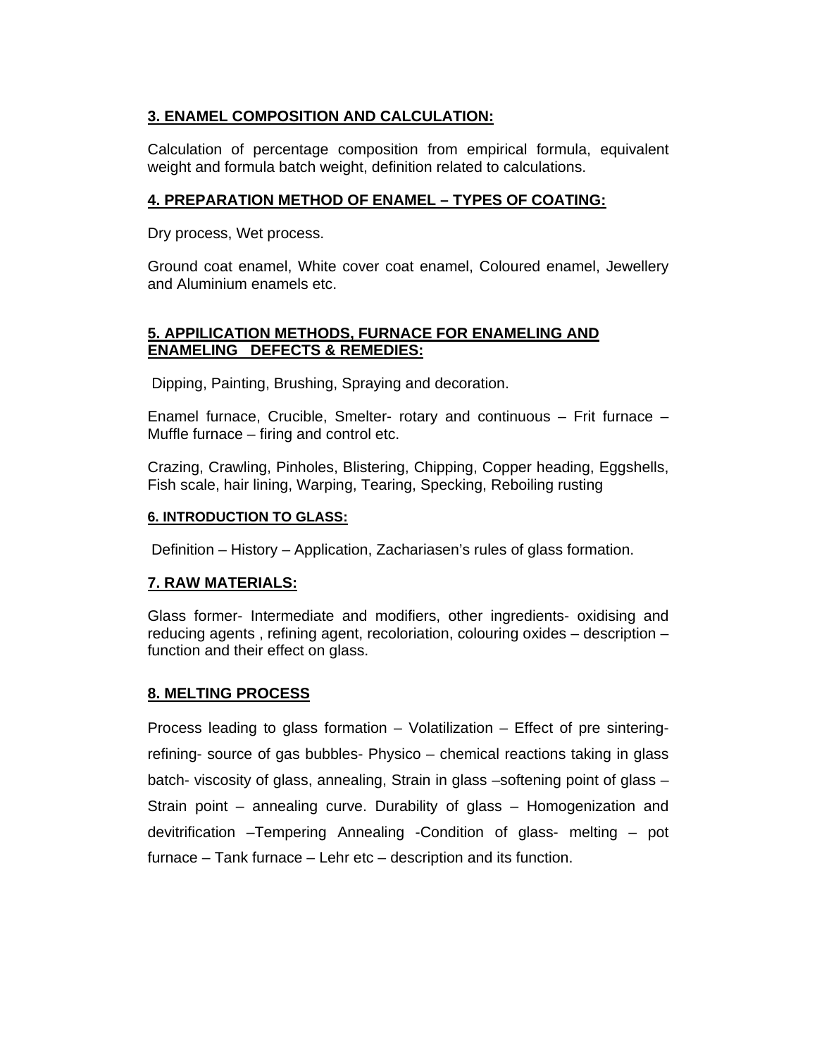## 3. ENAMEL COMPOSITION AND CALCULATION:

Calculation of percentage composition from empirical formula, equivalent weight and formula batch weight, definition related to calculations.

## 4. PREPARATION METHOD OF ENAMEL – TYPES OF COATING:

Dry process, Wet process.

Ground coat enamel, White cover coat enamel, Coloured enamel, Jewellery and Aluminium enamels etc.

## 5. APPILICATION METHODS, FURNACE FOR ENAMELING AND ENAMELING DEFECTS & REMEDIES:

Dipping, Painting, Brushing, Spraying and decoration.

Enamel furnace, Crucible, Smelter- rotary and continuous – Frit furnace – Muffle furnace – firing and control etc.

Crazing, Crawling, Pinholes, Blistering, Chipping, Copper heading, Eggshells, Fish scale, hair lining, Warping, Tearing, Specking, Reboiling rusting

## 6. INTRODUCTION TO GLASS:

Definition – History – Application, Zachariasen's rules of glass formation.

## 7. RAW MATERIALS:

Glass former- Intermediate and modifiers, other ingredients- oxidising and reducing agents , refining agent, recoloriation, colouring oxides – description – function and their effect on glass.

## 8. MELTING PROCESS

Process leading to glass formation – Volatilization – Effect of pre sintering- refining- source of gas bubbles- Physico – chemical reactions taking in glass batch- viscosity of glass, annealing, Strain in glass –softening point of glass – Strain point – annealing curve. Durability of glass – Homogenization and devitrification –Tempering Annealing -Condition of glass- melting – pot furnace – Tank furnace – Lehr etc – description and its function.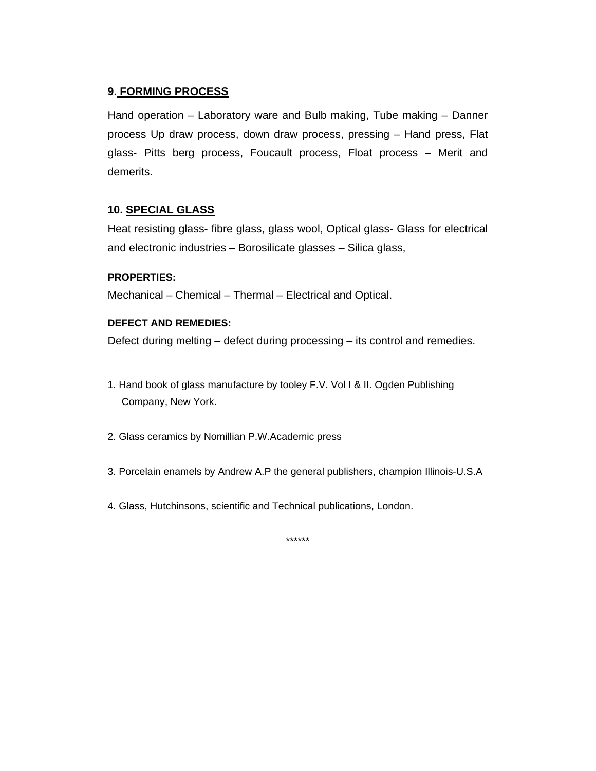### 9. FORMING PROCESS

Hand operation – Laboratory ware and Bulb making, Tube making – Danner process Up draw process, down draw process, pressing – Hand press, Flat glass- Pitts berg process, Foucault process, Float process – Merit and demerits.

### 10. SPECIAL GLASS

Heat resisting glass- fibre glass, glass wool, Optical glass- Glass for electrical and electronic industries – Borosilicate glasses – Silica glass,

**PROPERTIES:**

Mechanical – Chemical – Thermal – Electrical and Optical.

**DEFECT AND REMEDIES:**

Defect during melting – defect during processing – its control and remedies.

1. Hand book of glass manufacture by tooley F.V. Vol I & II. Ogden Publishing Company, New York.

2. Glass ceramics by Nomillian P.W.Academic press

3. Porcelain enamels by Andrew A.P the general publishers, champion Illinois-U.S.A

4. Glass, Hutchinsons, scientific and Technical publications, London.

******